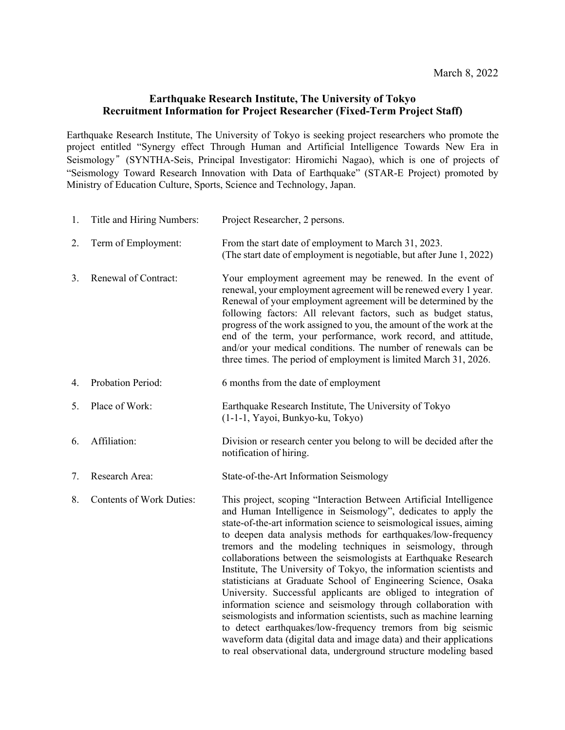March 8, 2022

**Earthquake Research Institute, The University of Tokyo**
**Recruitment Information for Project Researcher (Fixed-Term Project Staff)**

Earthquake Research Institute, The University of Tokyo is seeking project researchers who promote the project entitled “Synergy effect Through Human and Artificial Intelligence Towards New Era in Seismology” (SYNTHA-Seis, Principal Investigator: Hiromichi Nagao), which is one of projects of “Seismology Toward Research Innovation with Data of Earthquake” (STAR-E Project) promoted by Ministry of Education Culture, Sports, Science and Technology, Japan.

1. Title and Hiring Numbers: Project Researcher, 2 persons.

2. Term of Employment: From the start date of employment to March 31, 2023.
(The start date of employment is negotiable, but after June 1, 2022)

3. Renewal of Contract: Your employment agreement may be renewed. In the event of renewal, your employment agreement will be renewed every 1 year. Renewal of your employment agreement will be determined by the following factors: All relevant factors, such as budget status, progress of the work assigned to you, the amount of the work at the end of the term, your performance, work record, and attitude, and/or your medical conditions. The number of renewals can be three times. The period of employment is limited March 31, 2026.

4. Probation Period: 6 months from the date of employment

5. Place of Work: Earthquake Research Institute, The University of Tokyo
(1-1-1, Yayoi, Bunkyo-ku, Tokyo)

6. Affiliation: Division or research center you belong to will be decided after the notification of hiring.

7. Research Area: State-of-the-Art Information Seismology

8. Contents of Work Duties: This project, scoping “Interaction Between Artificial Intelligence and Human Intelligence in Seismology”, dedicates to apply the state-of-the-art information science to seismological issues, aiming to deepen data analysis methods for earthquakes/low-frequency tremors and the modeling techniques in seismology, through collaborations between the seismologists at Earthquake Research Institute, The University of Tokyo, the information scientists and statisticians at Graduate School of Engineering Science, Osaka University. Successful applicants are obliged to integration of information science and seismology through collaboration with seismologists and information scientists, such as machine learning to detect earthquakes/low-frequency tremors from big seismic waveform data (digital data and image data) and their applications to real observational data, underground structure modeling based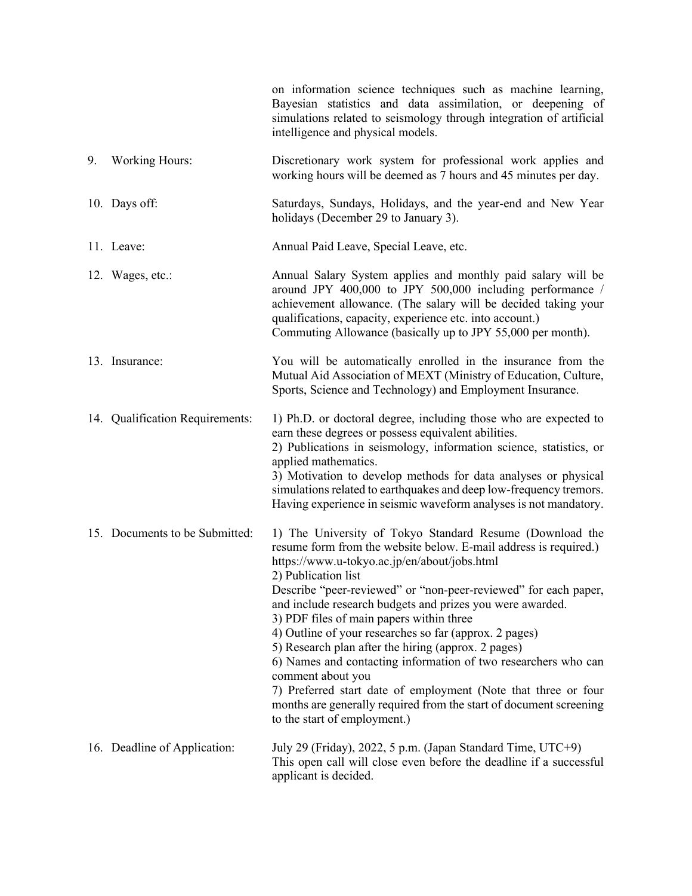on information science techniques such as machine learning, Bayesian statistics and data assimilation, or deepening of simulations related to seismology through integration of artificial intelligence and physical models.

9. Working Hours: Discretionary work system for professional work applies and working hours will be deemed as 7 hours and 45 minutes per day.

10. Days off: Saturdays, Sundays, Holidays, and the year-end and New Year holidays (December 29 to January 3).

11. Leave: Annual Paid Leave, Special Leave, etc.

12. Wages, etc.: Annual Salary System applies and monthly paid salary will be around JPY 400,000 to JPY 500,000 including performance / achievement allowance. (The salary will be decided taking your qualifications, capacity, experience etc. into account.)
Commuting Allowance (basically up to JPY 55,000 per month).

13. Insurance: You will be automatically enrolled in the insurance from the Mutual Aid Association of MEXT (Ministry of Education, Culture, Sports, Science and Technology) and Employment Insurance.

14. Qualification Requirements:
1) Ph.D. or doctoral degree, including those who are expected to earn these degrees or possess equivalent abilities.
2) Publications in seismology, information science, statistics, or applied mathematics.
3) Motivation to develop methods for data analyses or physical simulations related to earthquakes and deep low-frequency tremors. Having experience in seismic waveform analyses is not mandatory.

15. Documents to be Submitted:
1) The University of Tokyo Standard Resume (Download the resume form from the website below. E-mail address is required.)
https://www.u-tokyo.ac.jp/en/about/jobs.html
2) Publication list
Describe "peer-reviewed" or "non-peer-reviewed" for each paper, and include research budgets and prizes you were awarded.
3) PDF files of main papers within three
4) Outline of your researches so far (approx. 2 pages)
5) Research plan after the hiring (approx. 2 pages)
6) Names and contacting information of two researchers who can comment about you
7) Preferred start date of employment (Note that three or four months are generally required from the start of document screening to the start of employment.)

16. Deadline of Application: July 29 (Friday), 2022, 5 p.m. (Japan Standard Time, UTC+9)
This open call will close even before the deadline if a successful applicant is decided.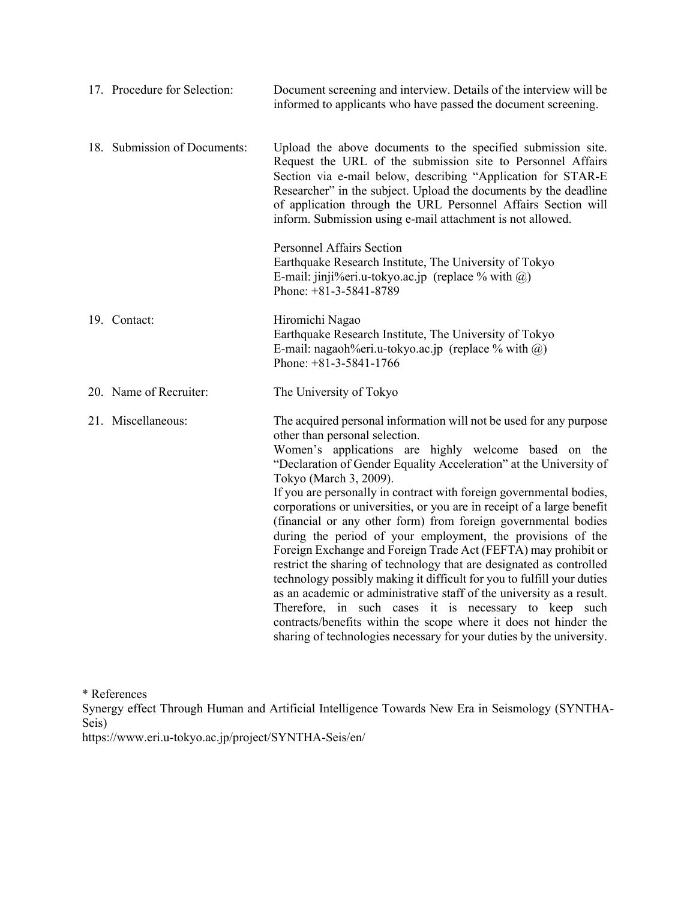17. Procedure for Selection: Document screening and interview. Details of the interview will be informed to applicants who have passed the document screening.

18. Submission of Documents: Upload the above documents to the specified submission site. Request the URL of the submission site to Personnel Affairs Section via e-mail below, describing "Application for STAR-E Researcher" in the subject. Upload the documents by the deadline of application through the URL Personnel Affairs Section will inform. Submission using e-mail attachment is not allowed.

    Personnel Affairs Section
    Earthquake Research Institute, The University of Tokyo
    E-mail: jinji%eri.u-tokyo.ac.jp (replace % with @)
    Phone: +81-3-5841-8789

19. Contact: Hiromichi Nagao
    Earthquake Research Institute, The University of Tokyo
    E-mail: nagaoh%eri.u-tokyo.ac.jp (replace % with @)
    Phone: +81-3-5841-1766

20. Name of Recruiter: The University of Tokyo

21. Miscellaneous: The acquired personal information will not be used for any purpose other than personal selection.
    Women's applications are highly welcome based on the "Declaration of Gender Equality Acceleration" at the University of Tokyo (March 3, 2009).
    If you are personally in contract with foreign governmental bodies, corporations or universities, or you are in receipt of a large benefit (financial or any other form) from foreign governmental bodies during the period of your employment, the provisions of the Foreign Exchange and Foreign Trade Act (FEFTA) may prohibit or restrict the sharing of technology that are designated as controlled technology possibly making it difficult for you to fulfill your duties as an academic or administrative staff of the university as a result. Therefore, in such cases it is necessary to keep such contracts/benefits within the scope where it does not hinder the sharing of technologies necessary for your duties by the university.

\* References
Synergy effect Through Human and Artificial Intelligence Towards New Era in Seismology (SYNTHA-Seis)
https://www.eri.u-tokyo.ac.jp/project/SYNTHA-Seis/en/